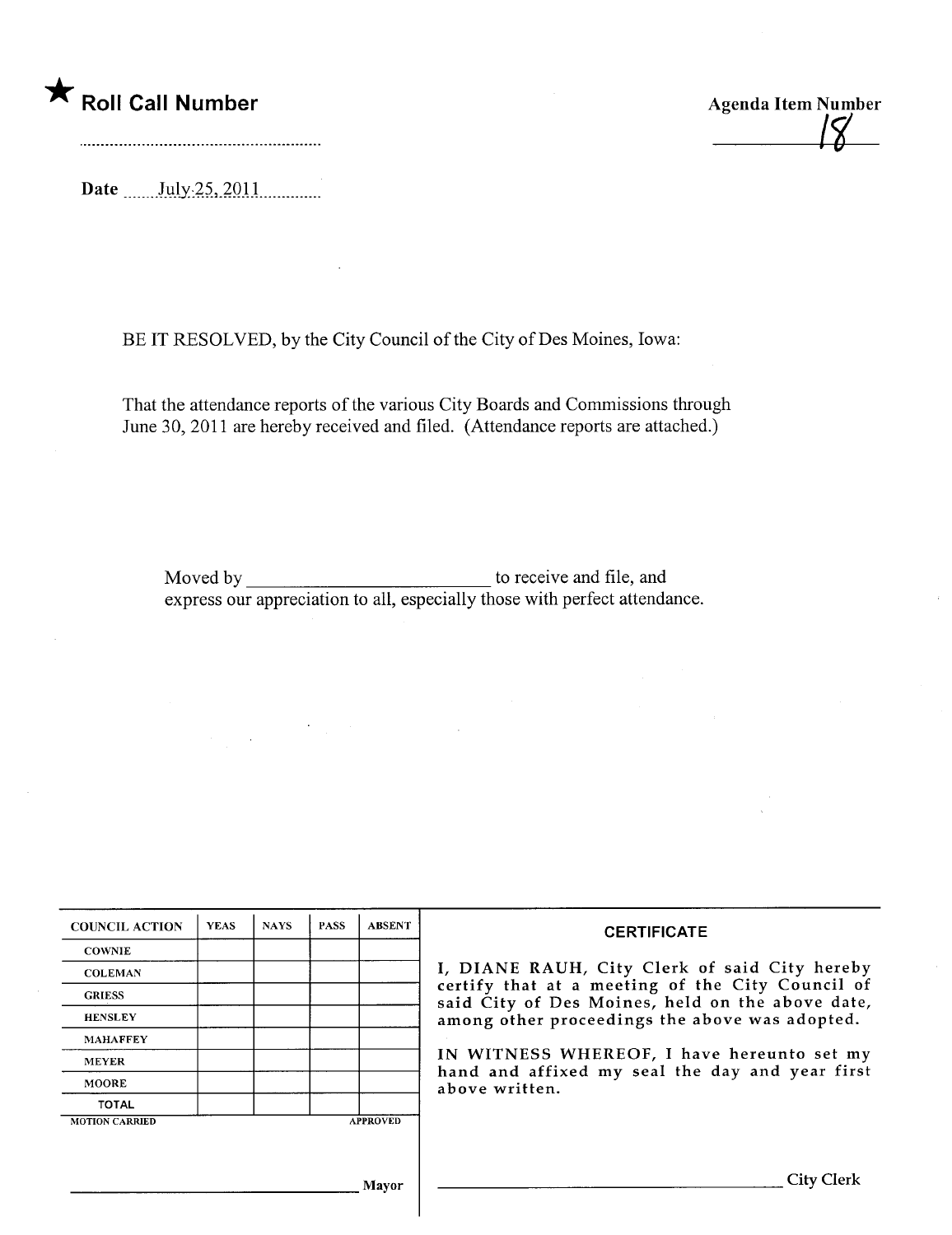★ **Roll Call Number**

..........................................................

**Agenda Item Number**

18

Date July 25, 2011

BE IT RESOLVED, by the City Council of the City of Des Moines, Iowa:

That the attendance reports of the various City Boards and Commissions through June 30, 2011 are hereby received and filed. (Attendance reports are attached.)

Moved by \_\_\_\_\_\_\_\_\_\_\_\_\_\_\_\_\_\_\_\_\_\_\_\_\_\_ to receive and file, and express our appreciation to all, especially those with perfect attendance.

| COUNCIL ACTION | YEAS | NAYS | PASS | ABSENT |
|---|---|---|---|---|
| COWNIE | | | | |
| COLEMAN | | | | |
| GRIESS | | | | |
| HENSLEY | | | | |
| MAHAFFEY | | | | |
| MEYER | | | | |
| MOORE | | | | |
| TOTAL | | | | |
| MOTION CARRIED | | | | APPROVED |

\_\_\_\_\_\_\_\_\_\_\_\_\_\_\_\_\_\_\_\_\_\_\_\_\_\_\_\_\_\_\_\_ Mayor

**CERTIFICATE**

I, DIANE RAUH, City Clerk of said City hereby certify that at a meeting of the City Council of said City of Des Moines, held on the above date, among other proceedings the above was adopted.

IN WITNESS WHEREOF, I have hereunto set my hand and affixed my seal the day and year first above written.

\_\_\_\_\_\_\_\_\_\_\_\_\_\_\_\_\_\_\_\_\_\_\_\_\_\_\_\_\_\_\_\_ City Clerk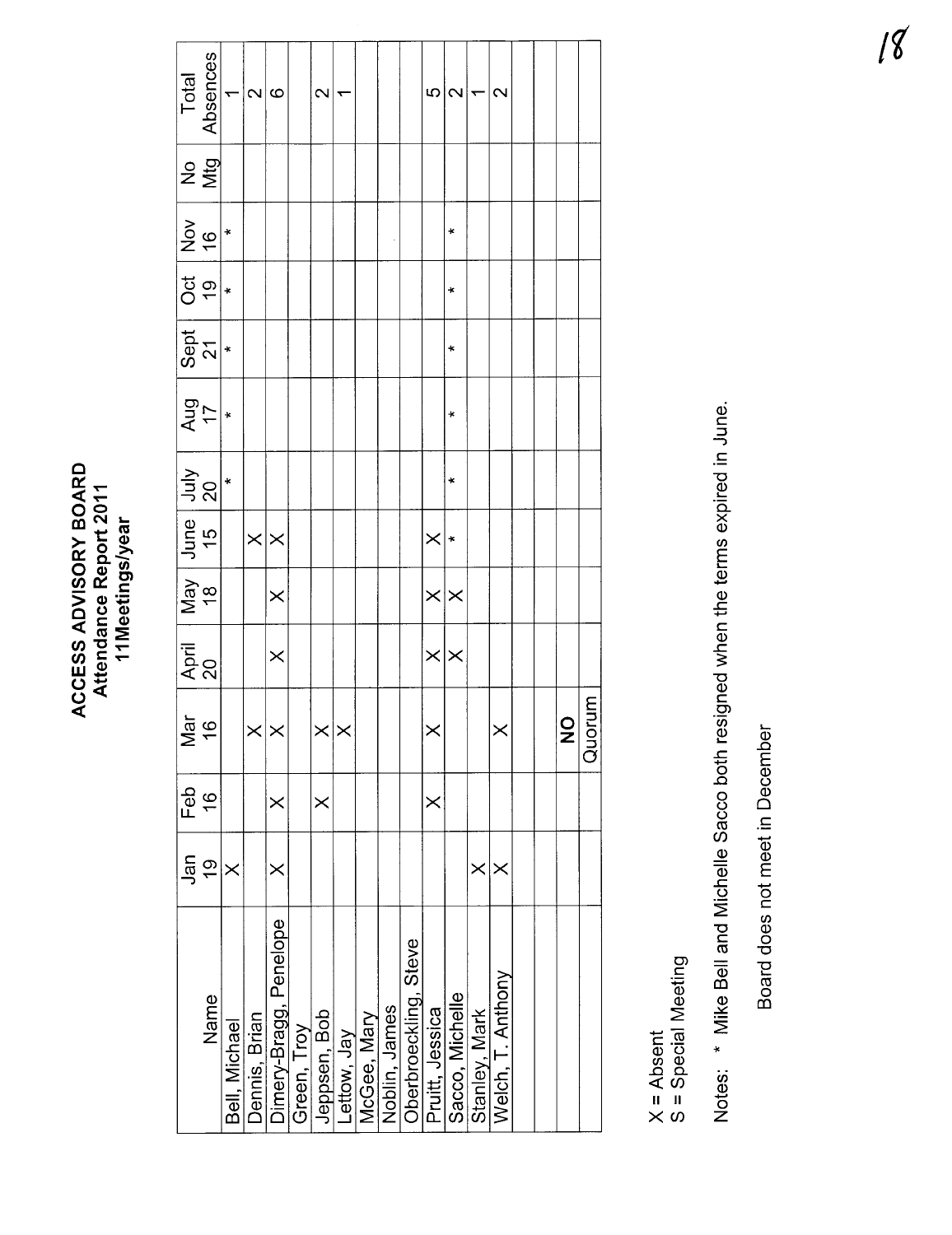# ACCESS ADVISORY BOARD
## Attendance Report 2011
### 11Meetings/year

| Name | Jan 19 | Feb 16 | Mar 16 | April 20 | May 18 | June 15 | July 20 | Aug 17 | Sept 21 | Oct 19 | Nov 16 | No Mtg | Total Absences |
|---|---|---|---|---|---|---|---|---|---|---|---|---|---|
| Bell, Michael | X | | | | | | * | * | * | * | * | | 1 |
| Dennis, Brian | | | X | | | X | | | | | | | 2 |
| Dimery-Bragg, Penelope | X | X | X | X | X | X | | | | | | | 6 |
| Green, Troy | | | | | | | | | | | | | |
| Jeppsen, Bob | | X | X | | | | | | | | | | 2 |
| Lettow, Jay | | | X | | | | | | | | | | 1 |
| McGee, Mary | | | | | | | | | | | | | |
| Noblin, James | | | | | | | | | | | | | |
| Oberbroeckling, Steve | | | | | | | | | | | | | |
| Pruitt, Jessica | | X | X | X | X | X | | | | | | | 5 |
| Sacco, Michelle | | | | X | X | * | * | * | * | * | * | | 2 |
| Stanley, Mark | X | | | | | | | | | | | | 1 |
| Welch, T. Anthony | X | | X | | | | | | | | | | 2 |
| | | | | | | | | | | | | | |
| | | | **NO** | | | | | | | | | | |
| | | | Quorum | | | | | | | | | | |

X = Absent
S = Special Meeting

Notes: * Mike Bell and Michelle Sacco both resigned when the terms expired in June.

Board does not meet in December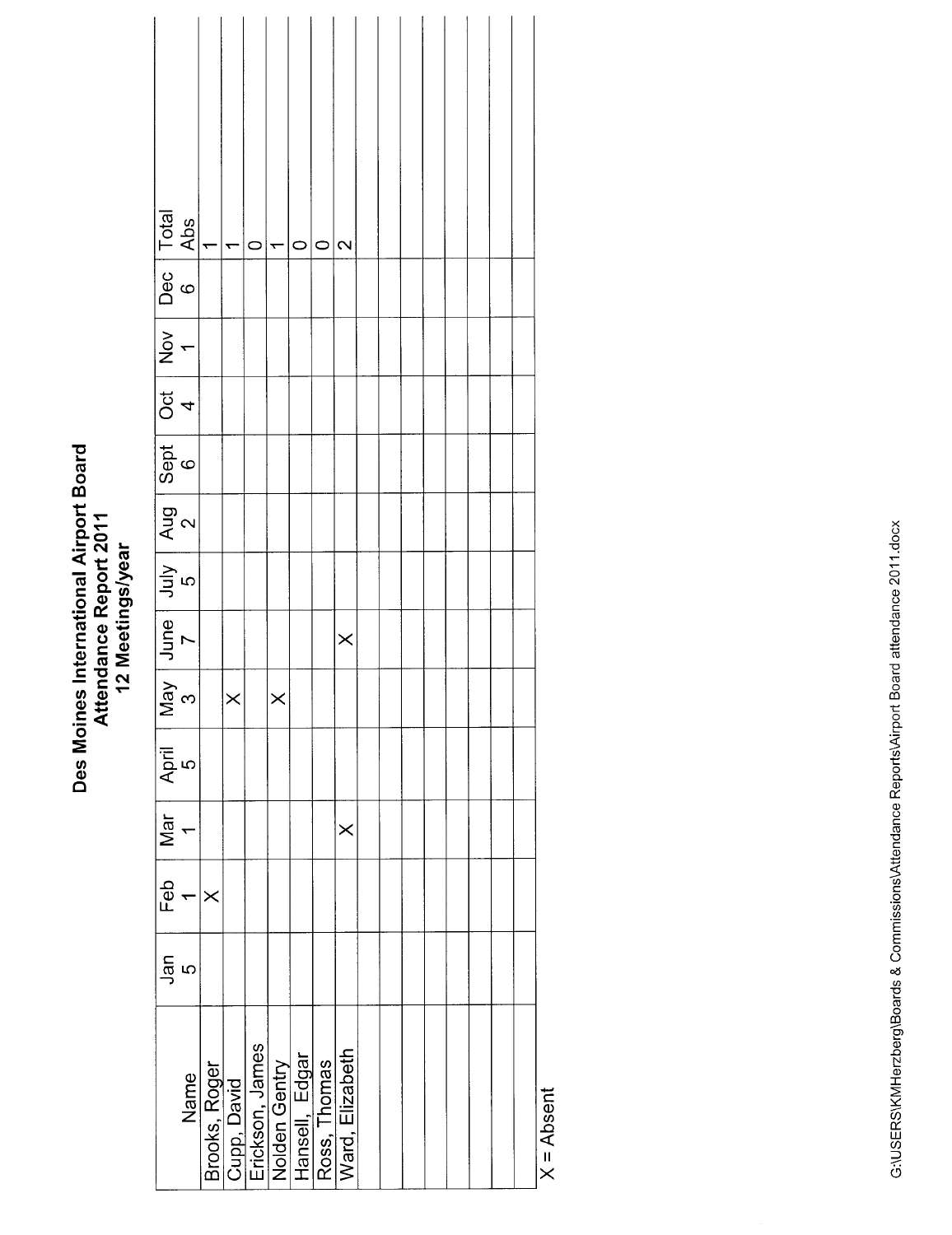# Des Moines International Airport Board
## Attendance Report 2011
### 12 Meetings/year

| Name | Jan 5 | Feb 1 | Mar 1 | April 5 | May 3 | June 7 | July 5 | Aug 2 | Sept 6 | Oct 4 | Nov 1 | Dec 6 | Total Abs |
|---|---|---|---|---|---|---|---|---|---|---|---|---|---|
| Brooks, Roger | | X | | | | | | | | | | | 1 |
| Cupp, David | | | | | X | | | | | | | | 1 |
| Erickson, James | | | | | | | | | | | | | 0 |
| Nolden Gentry | | | | | X | | | | | | | | 1 |
| Hansell, Edgar | | | | | | | | | | | | | 0 |
| Ross, Thomas | | | | | | | | | | | | | 0 |
| Ward, Elizabeth | | | X | | | X | | | | | | | 2 |
| | | | | | | | | | | | | | |
| | | | | | | | | | | | | | |
| | | | | | | | | | | | | | |
| | | | | | | | | | | | | | |
| | | | | | | | | | | | | | |
| | | | | | | | | | | | | | |
| | | | | | | | | | | | | | |
| | | | | | | | | | | | | | |

X = Absent

G:\USERS\KMHerzberg\Boards & Commissions\Attendance Reports\Airport Board attendance 2011.docx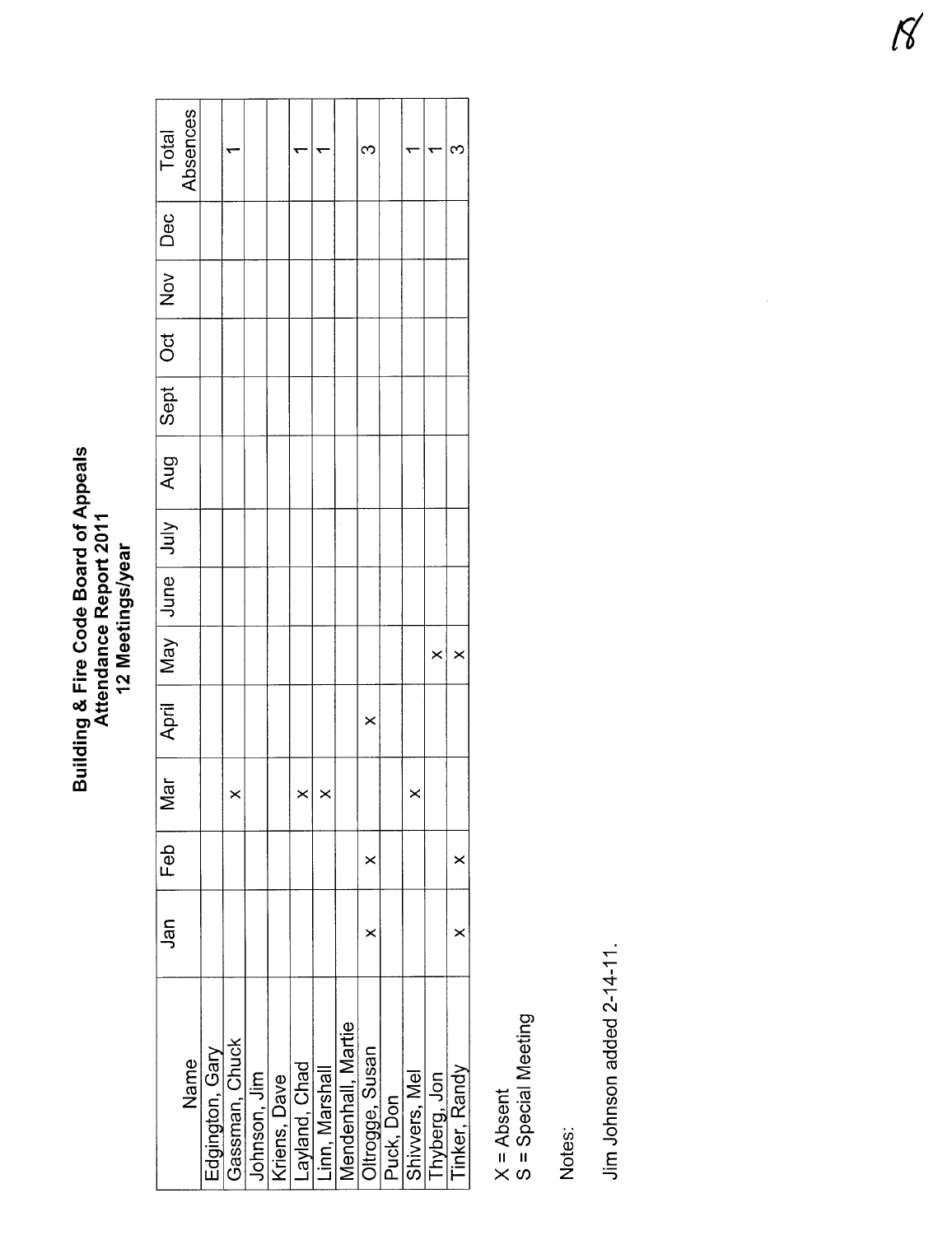# Building & Fire Code Board of Appeals
## Attendance Report 2011
### 12 Meetings/year

| Name | Jan | Feb | Mar | April | May | June | July | Aug | Sept | Oct | Nov | Dec | Total Absences |
|---|---|---|---|---|---|---|---|---|---|---|---|---|---|
| Edgington, Gary | | | | | | | | | | | | | |
| Gassman, Chuck | | | x | | | | | | | | | | 1 |
| Johnson, Jim | | | | | | | | | | | | | |
| Kriens, Dave | | | | | | | | | | | | | |
| Layland, Chad | | | x | | | | | | | | | | 1 |
| Linn, Marshall | | | x | | | | | | | | | | 1 |
| Mendenhall, Martie | | | | | | | | | | | | | |
| Oltrogge, Susan | x | x | | x | | | | | | | | | 3 |
| Puck, Don | | | | | | | | | | | | | |
| Shivvers, Mel | | | x | | | | | | | | | | 1 |
| Thyberg, Jon | | | | | x | | | | | | | | 1 |
| Tinker, Randy | x | x | | | x | | | | | | | | 3 |

X = Absent
S = Special Meeting

Notes:

Jim Johnson added 2-14-11.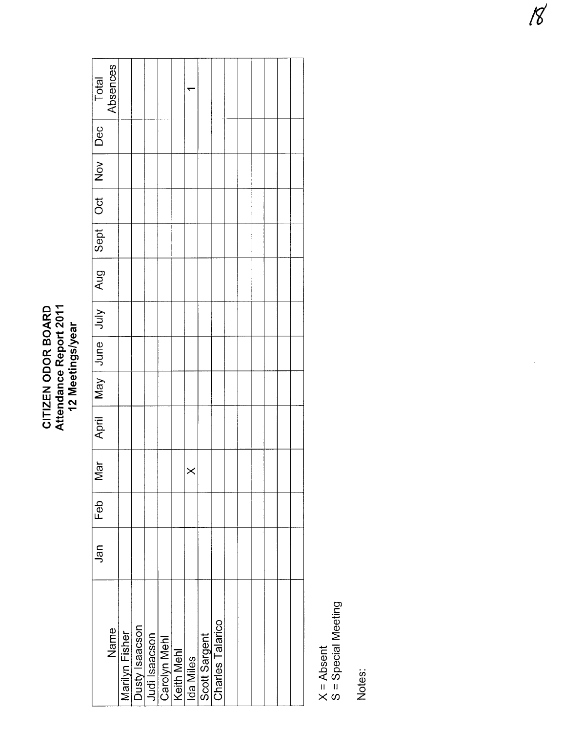**CITIZEN ODOR BOARD**
**Attendance Report 2011**
**12 Meetings/year**

| Name | Jan | Feb | Mar | April | May | June | July | Aug | Sept | Oct | Nov | Dec | Total Absences |
|---|---|---|---|---|---|---|---|---|---|---|---|---|---|
| Marilyn Fisher | | | | | | | | | | | | | |
| Dusty Isaacson | | | | | | | | | | | | | |
| Judi Isaacson | | | | | | | | | | | | | |
| Carolyn Mehl | | | | | | | | | | | | | |
| Keith Mehl | | | | | | | | | | | | | |
| Ida Miles | | | X | | | | | | | | | | 1 |
| Scott Sargent | | | | | | | | | | | | | |
| Charles Talarico | | | | | | | | | | | | | |
| | | | | | | | | | | | | | |
| | | | | | | | | | | | | | |
| | | | | | | | | | | | | | |
| | | | | | | | | | | | | | |
| | | | | | | | | | | | | | |

X = Absent
S = Special Meeting

Notes: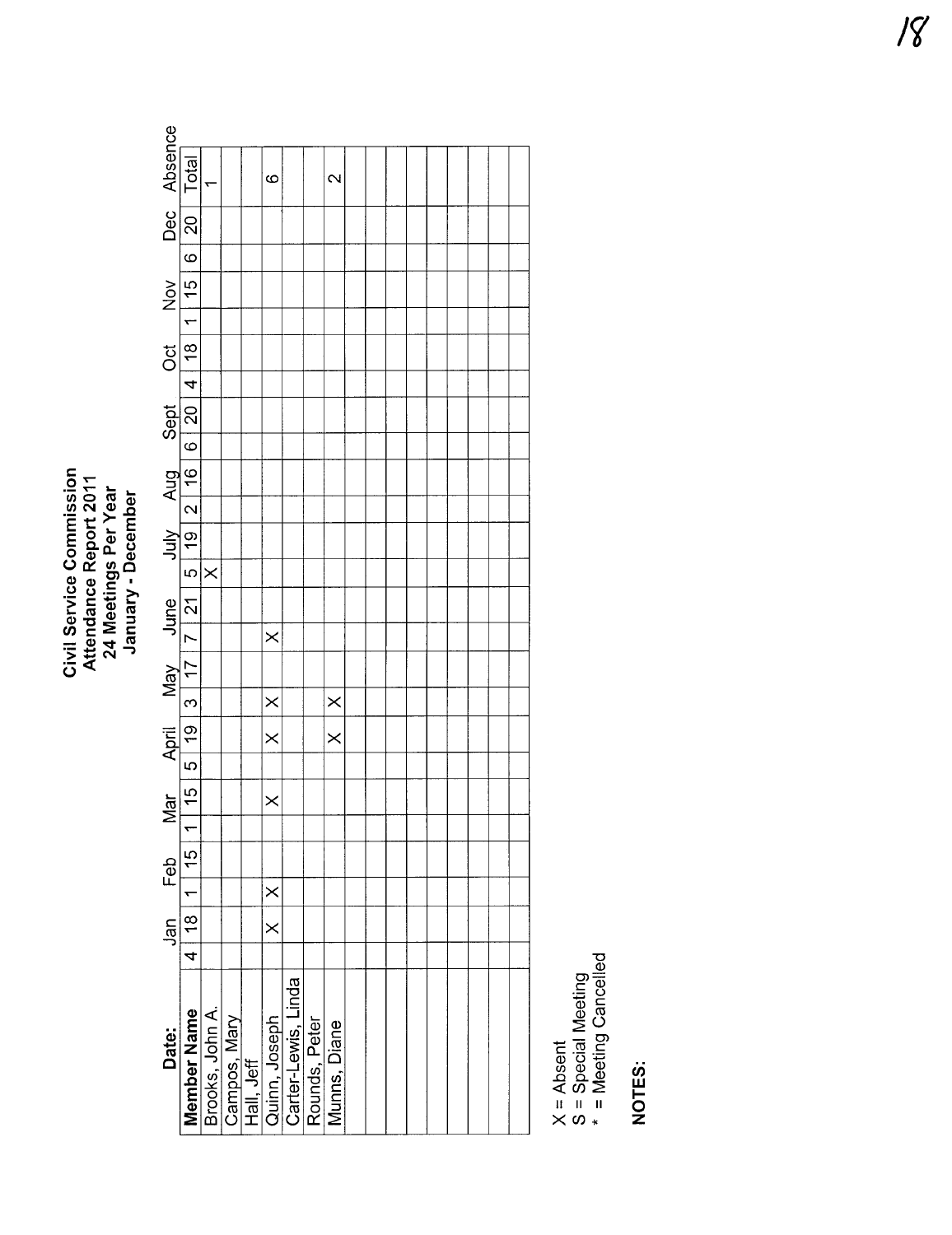# Civil Service Commission
## Attendance Report 2011
### 24 Meetings Per Year
### January - December

| Date: | Jan | | Feb | | Mar | | April | | May | | June | | July | | Aug | | Sept | | Oct | | Nov | | Dec | | Absence |
|---|---|---|---|---|---|---|---|---|---|---|---|---|---|---|---|---|---|---|---|---|---|---|---|---|---|
| **Member Name** | 4 | 18 | 1 | 15 | 1 | 15 | 5 | 19 | 3 | 17 | 7 | 21 | 5 | 19 | 2 | 16 | 6 | 20 | 4 | 18 | 1 | 15 | 6 | 20 | Total |
| Brooks, John A. | | | | | | | | | | | | | X | | | | | | | | | | | | 1 |
| Campos, Mary | | | | | | | | | | | | | | | | | | | | | | | | | |
| Hall, Jeff | | | | | | | | | | | | | | | | | | | | | | | | | |
| Quinn, Joseph | | X | X | | | X | | X | X | | X | | | | | | | | | | | | | | 6 |
| Carter-Lewis, Linda | | | | | | | | | | | | | | | | | | | | | | | | | |
| Rounds, Peter | | | | | | | | | | | | | | | | | | | | | | | | | |
| Munns, Diane | | | | | | | | X | X | | | | | | | | | | | | | | | | 2 |

X = Absent
S = Special Meeting
* = Meeting Cancelled

**NOTES:**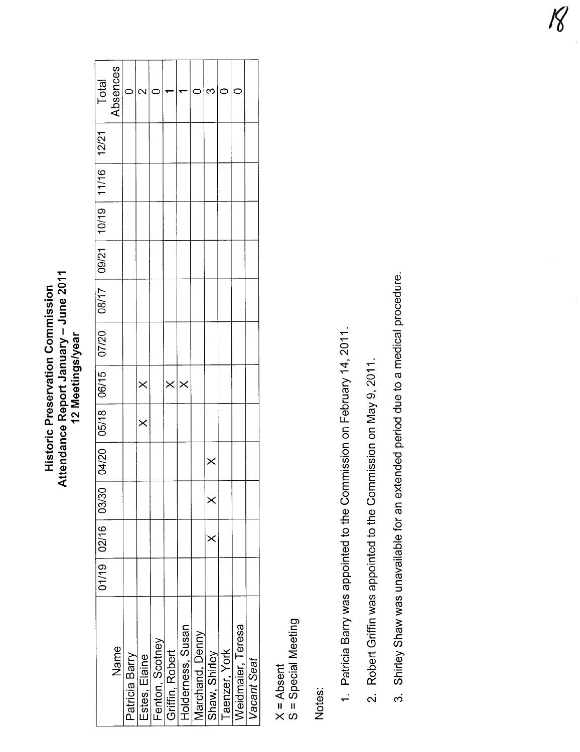**Historic Preservation Commission**
**Attendance Report January – June 2011**
**12 Meetings/year**

| Name | 01/19 | 02/16 | 03/30 | 04/20 | 05/18 | 06/15 | 07/20 | 08/17 | 09/21 | 10/19 | 11/16 | 12/21 | Total Absences |
|---|---|---|---|---|---|---|---|---|---|---|---|---|---|
| Patricia Barry | | | | | | | | | | | | | 0 |
| Estes, Elaine | | | | | X | X | | | | | | | 2 |
| Fenton, Scotney | | | | | | | | | | | | | 0 |
| Griffin, Robert | | | | | | X | | | | | | | 1 |
| Holderness, Susan | | | | | | X | | | | | | | 1 |
| Marchand, Denny | | | | | | | | | | | | | 0 |
| Shaw, Shirley | | X | X | X | | | | | | | | | 3 |
| Taenzer, York | | | | | | | | | | | | | 0 |
| Weidmaier, Teresa | | | | | | | | | | | | | 0 |
| *Vacant Seat* | | | | | | | | | | | | | |

X = Absent
S = Special Meeting

Notes:

1. Patricia Barry was appointed to the Commission on February 14, 2011.
2. Robert Griffin was appointed to the Commission on May 9, 2011.
3. Shirley Shaw was unavailable for an extended period due to a medical procedure.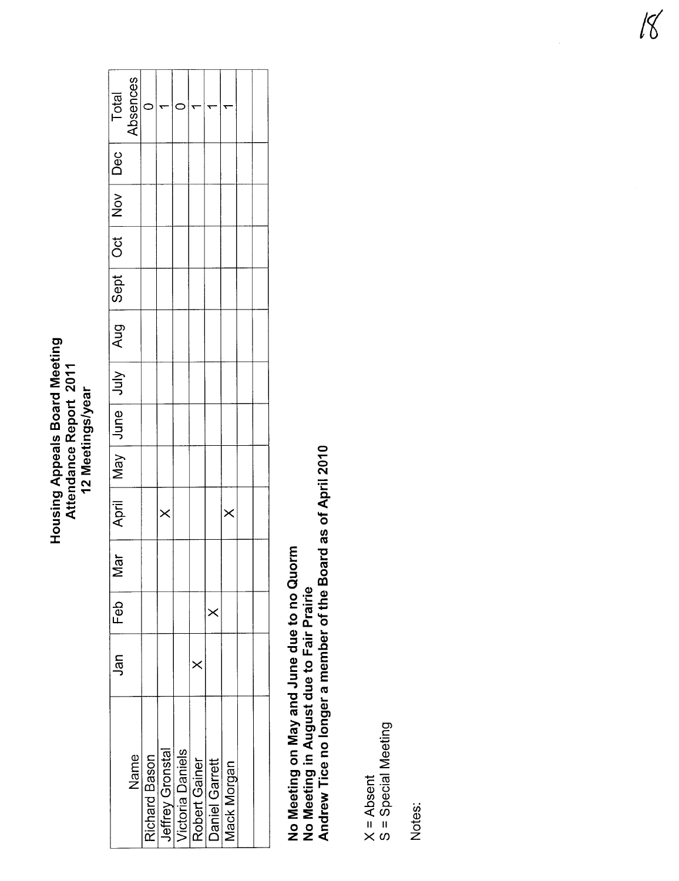# Housing Appeals Board Meeting
## Attendance Report 2011
### 12 Meetings/year

| Name | Jan | Feb | Mar | April | May | June | July | Aug | Sept | Oct | Nov | Dec | Total Absences |
|---|---|---|---|---|---|---|---|---|---|---|---|---|---|
| Richard Bason | | | | | | | | | | | | | 0 |
| Jeffrey Gronstal | | | | X | | | | | | | | | 1 |
| Victoria Daniels | | | | | | | | | | | | | 0 |
| Robert Gainer | X | | | | | | | | | | | | 1 |
| Daniel Garrett | | X | | | | | | | | | | | 1 |
| Mack Morgan | | | | X | | | | | | | | | 1 |
| | | | | | | | | | | | | | |
| | | | | | | | | | | | | | |

**No Meeting on May and June due to no Quorm**
**No Meeting in August due to Fair Prairie**
**Andrew Tice no longer a member of the Board as of April 2010**

X = Absent
S = Special Meeting

Notes: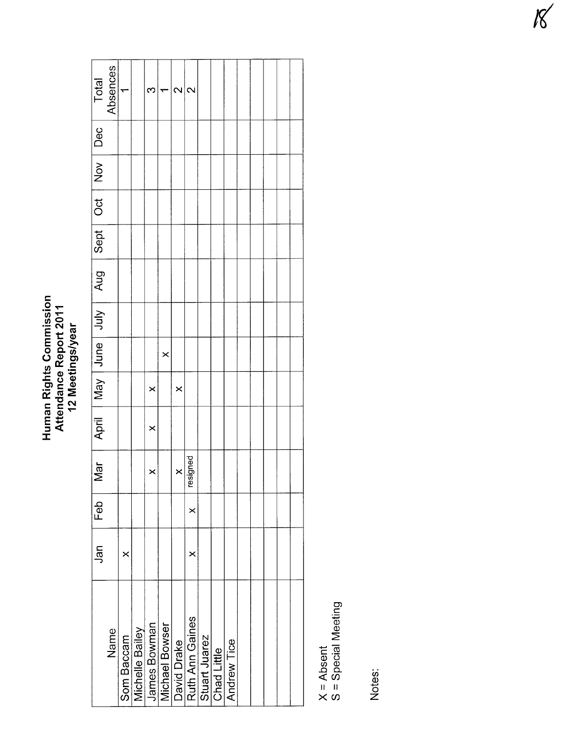# Human Rights Commission
## Attendance Report 2011
### 12 Meetings/year

| Name | Jan | Feb | Mar | April | May | June | July | Aug | Sept | Oct | Nov | Dec | Total Absences |
|---|---|---|---|---|---|---|---|---|---|---|---|---|---|
| Som Baccam | X | | | | | | | | | | | | 1 |
| Michelle Bailey | | | | | | | | | | | | | |
| James Bowman | | | X | X | X | | | | | | | | 3 |
| Michael Bowser | | | | | | X | | | | | | | 1 |
| David Drake | | | X | | X | | | | | | | | 2 |
| Ruth Ann Gaines | X | X | resigned | | | | | | | | | | 2 |
| Stuart Juarez | | | | | | | | | | | | | |
| Chad Little | | | | | | | | | | | | | |
| Andrew Tice | | | | | | | | | | | | | |
| | | | | | | | | | | | | | |
| | | | | | | | | | | | | | |
| | | | | | | | | | | | | | |
| | | | | | | | | | | | | | |

X = Absent
S = Special Meeting

Notes: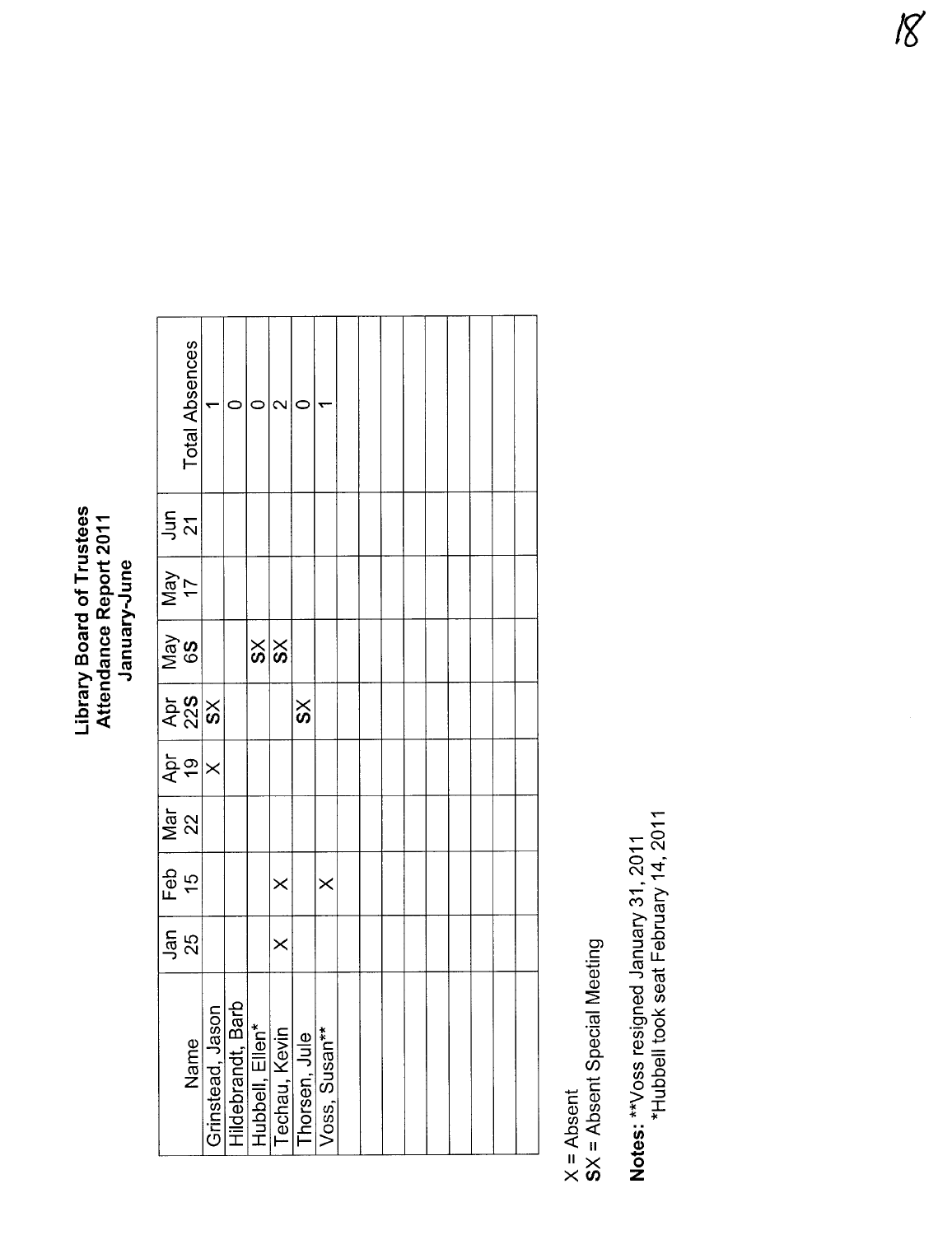# Library Board of Trustees
## Attendance Report 2011
### January-June

| Name | Jan 25 | Feb 15 | Mar 22 | Apr 19 | Apr 22S | May 6S | May 17 | Jun 21 | Total Absences |
|---|---|---|---|---|---|---|---|---|---|
| Grinstead, Jason | | | | X | SX | | | | 1 |
| Hildebrandt, Barb | | | | | | | | | 0 |
| Hubbell, Ellen* | | | | | | SX | | | 0 |
| Techau, Kevin | X | X | | | | SX | | | 2 |
| Thorsen, Jule | | | | | SX | | | | 0 |
| Voss, Susan** | | X | | | | | | | 1 |
| | | | | | | | | | |
| | | | | | | | | | |
| | | | | | | | | | |
| | | | | | | | | | |
| | | | | | | | | | |
| | | | | | | | | | |
| | | | | | | | | | |
| | | | | | | | | | |

X = Absent
**SX** = Absent Special Meeting

**Notes:** **Voss resigned January 31, 2011
*Hubbell took seat February 14, 2011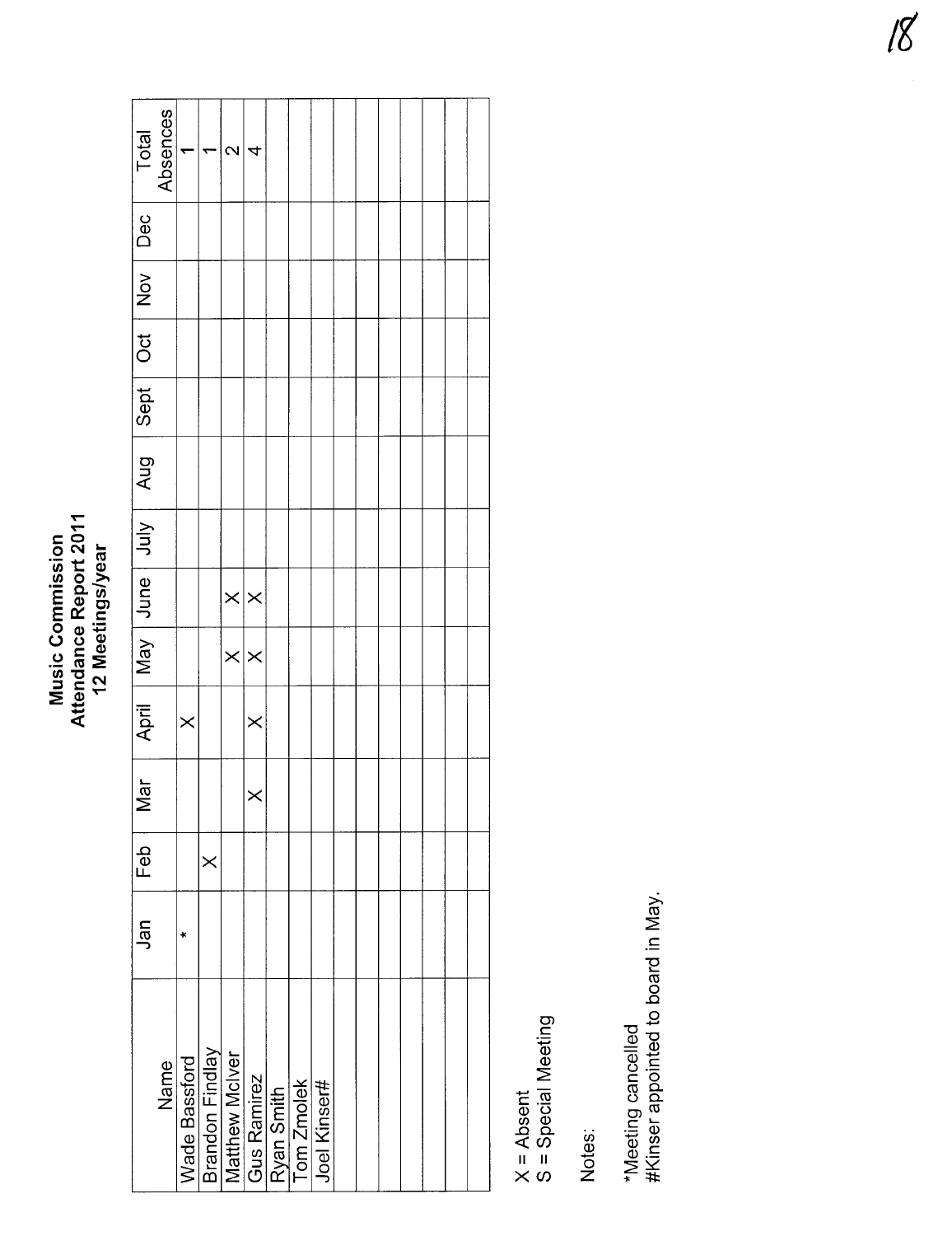**Music Commission**
**Attendance Report 2011**
**12 Meetings/year**

| Name | Jan | Feb | Mar | April | May | June | July | Aug | Sept | Oct | Nov | Dec | Total Absences |
|---|---|---|---|---|---|---|---|---|---|---|---|---|---|
| Wade Bassford | * | | | X | | | | | | | | | 1 |
| Brandon Findlay | | X | | | | | | | | | | | 1 |
| Matthew McIver | | | | | X | X | | | | | | | 2 |
| Gus Ramirez | | | X | X | X | X | | | | | | | 4 |
| Ryan Smith | | | | | | | | | | | | | |
| Tom Zmolek | | | | | | | | | | | | | |
| Joel Kinser# | | | | | | | | | | | | | |
| | | | | | | | | | | | | | |
| | | | | | | | | | | | | | |
| | | | | | | | | | | | | | |
| | | | | | | | | | | | | | |
| | | | | | | | | | | | | | |
| | | | | | | | | | | | | | |

X = Absent
S = Special Meeting

Notes:

*Meeting cancelled
#Kinser appointed to board in May.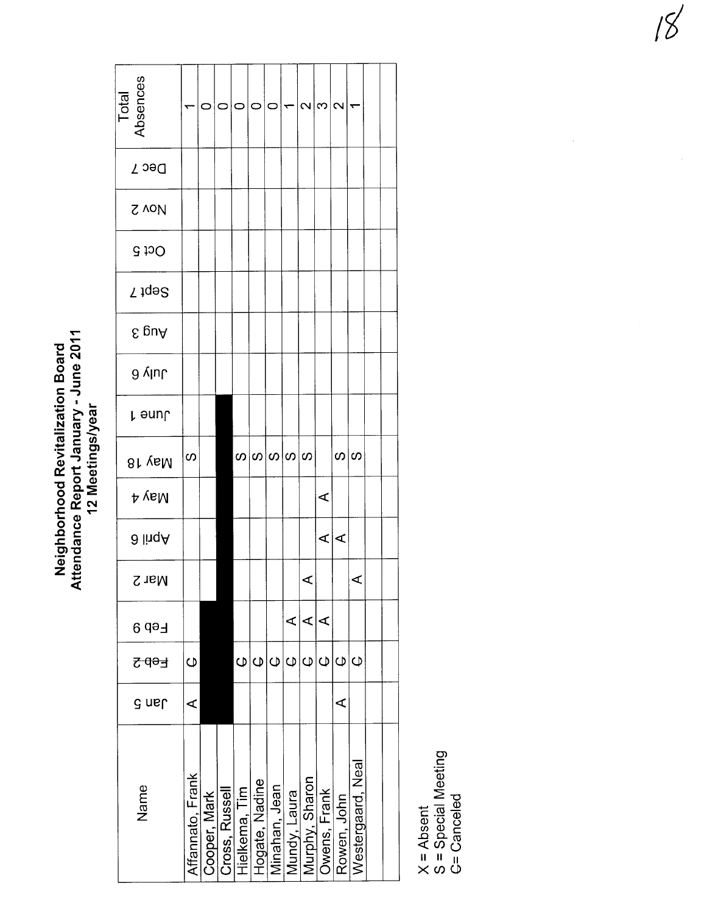# Neighborhood Revitalization Board

## Attendance Report January - June 2011

### 12 Meetings/year

| Name | Jan 5 | Feb 2 | Feb 9 | Mar 2 | April 6 | May 4 | May 18 | June 1 | July 6 | Aug 3 | Sept 7 | Oct 5 | Nov 2 | Dec 7 | Total Absences |
|---|---|---|---|---|---|---|---|---|---|---|---|---|---|---|---|
| Affannato, Frank | A | C | | | | | S | | | | | | | | 1 |
| Cooper, Mark | | | | | | | | | | | | | | | 0 |
| Cross, Russell | | | | | | | | | | | | | | | 0 |
| Hielkema, Tim | | C | | | | | S | | | | | | | | 0 |
| Hogate, Nadine | | C | | | | | S | | | | | | | | 0 |
| Minahan, Jean | | C | | | | | S | | | | | | | | 0 |
| Mundy, Laura | | C | A | | | | S | | | | | | | | 1 |
| Murphy, Sharon | | C | A | A | | | S | | | | | | | | 2 |
| Owens, Frank | | C | A | | A | A | | | | | | | | | 3 |
| Rowen, John | A | C | | | A | | S | | | | | | | | 2 |
| Westergaard, Neal | | C | | A | | | S | | | | | | | | 1 |
| | | | | | | | | | | | | | | | |
| | | | | | | | | | | | | | | | |

X = Absent
S = Special Meeting
C= Canceled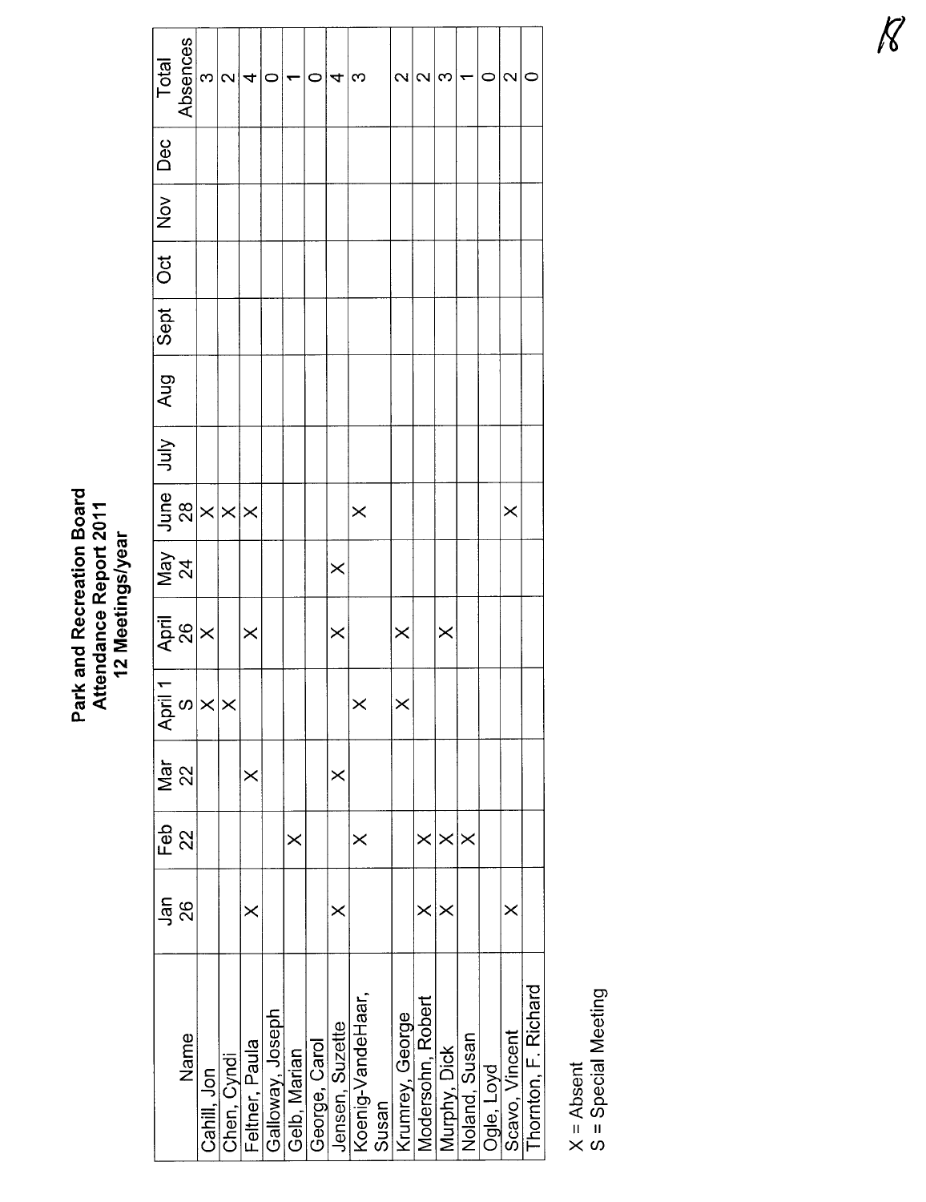**Park and Recreation Board**
**Attendance Report 2011**
**12 Meetings/year**

| Name | Jan 26 | Feb 22 | Mar 22 | April 1 S | April 26 | May 24 | June 28 | July | Aug | Sept | Oct | Nov | Dec | Total Absences |
|---|---|---|---|---|---|---|---|---|---|---|---|---|---|---|
| Cahill, Jon | | | | X | X | | X | | | | | | | 3 |
| Chen, Cyndi | | | | X | | | X | | | | | | | 2 |
| Feltner, Paula | X | | X | | X | | X | | | | | | | 4 |
| Galloway, Joseph | | | | | | | | | | | | | | 0 |
| Gelb, Marian | | X | | | | | | | | | | | | 1 |
| George, Carol | | | | | | | | | | | | | | 0 |
| Jensen, Suzette | X | | X | | X | X | | | | | | | | 4 |
| Koenig-VandeHaar, Susan | | X | | X | | | X | | | | | | | 3 |
| Krumrey, George | | | | X | X | | | | | | | | | 2 |
| Modersohn, Robert | X | X | | | | | | | | | | | | 2 |
| Murphy, Dick | X | X | | | X | | | | | | | | | 3 |
| Noland, Susan | | X | | | | | | | | | | | | 1 |
| Ogle, Loyd | | | | | | | | | | | | | | 0 |
| Scavo, Vincent | X | | | | | | X | | | | | | | 2 |
| Thornton, F. Richard | | | | | | | | | | | | | | 0 |

X = Absent
S = Special Meeting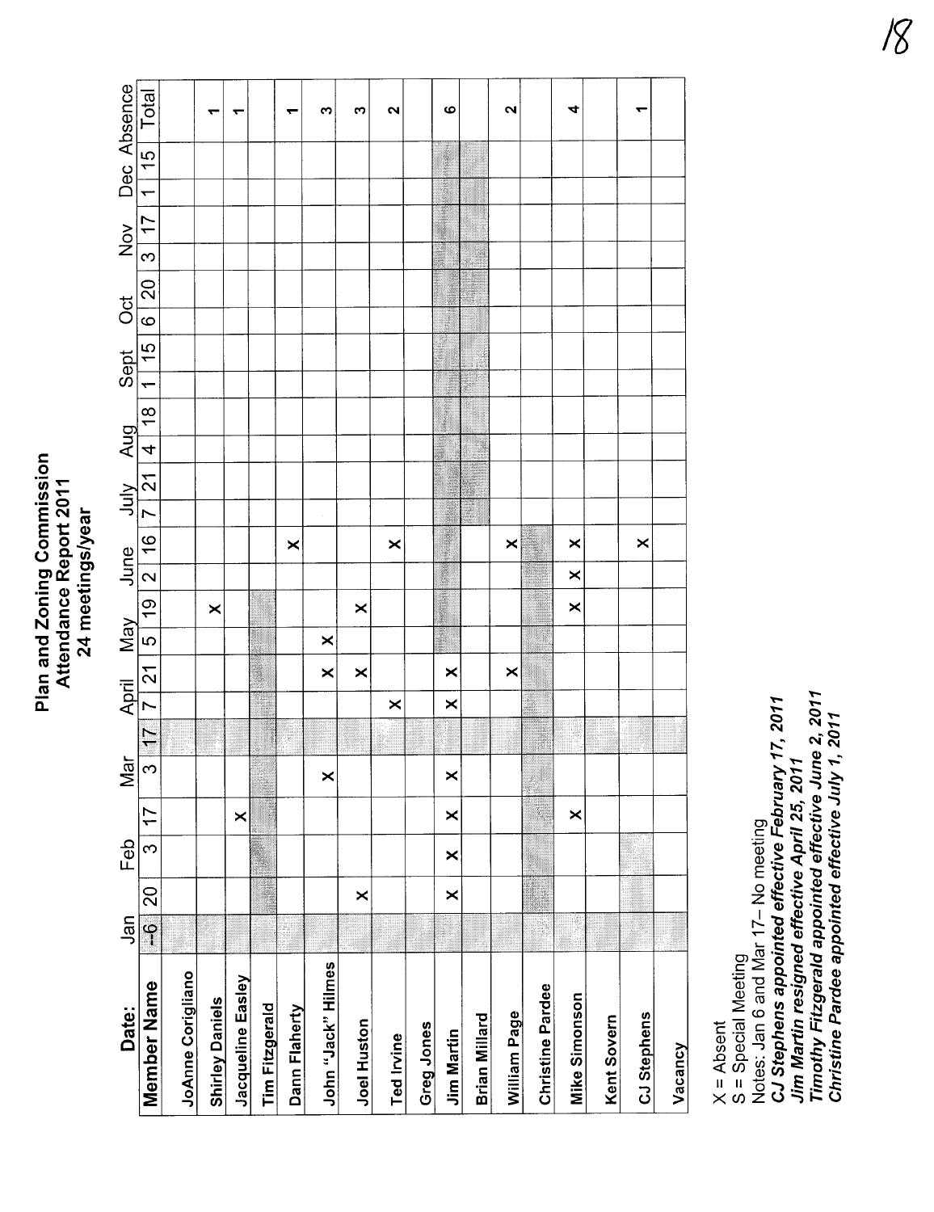# Plan and Zoning Commission
## Attendance Report 2011
### 24 meetings/year

| Date: | Jan | | Feb | | Mar | | April | | May | | June | | July | | Aug | | Sept | | Oct | | Nov | | Dec | | Absence |
|---|---|---|---|---|---|---|---|---|---|---|---|---|---|---|---|---|---|---|---|---|---|---|---|---|---|
| **Member Name** | 6 | 20 | 3 | 17 | 3 | 17 | 7 | 21 | 5 | 19 | 2 | 16 | 7 | 21 | 4 | 18 | 1 | 15 | 6 | 20 | 3 | 17 | 1 | 15 | Total |
| JoAnne Corigliano | | | | | | | | | | | | | | | | | | | | | | | | | |
| Shirley Daniels | | | | | | | | | | X | | | | | | | | | | | | | | | 1 |
| Jacqueline Easley | | | | X | | | | | | | | | | | | | | | | | | | | | 1 |
| Tim Fitzgerald | | | | | | | | | | | | | | | | | | | | | | | | | |
| Dann Flaherty | | | | | | | | | | | | X | | | | | | | | | | | | | 1 |
| John "Jack" Hilmes | | | | | X | | | X | X | | | | | | | | | | | | | | | | 3 |
| Joel Huston | | X | | | | | | X | | X | | | | | | | | | | | | | | | 3 |
| Ted Irvine | | | | | | | X | | | | | X | | | | | | | | | | | | | 2 |
| Greg Jones | | | | | | | | | | | | | | | | | | | | | | | | | |
| Jim Martin | | X | X | X | X | | X | X | | | | | | | | | | | | | | | | | 6 |
| Brian Millard | | | | | | | | | | | | | | | | | | | | | | | | | |
| William Page | | | | | | | | X | | | | X | | | | | | | | | | | | | 2 |
| Christine Pardee | | | | | | | | | | | | | | | | | | | | | | | | | |
| Mike Simonson | | | | X | | | | | | X | X | X | | | | | | | | | | | | | 4 |
| Kent Sovern | | | | | | | | | | | | | | | | | | | | | | | | | |
| CJ Stephens | | | | | | | | | | | | X | | | | | | | | | | | | | 1 |
| Vacancy | | | | | | | | | | | | | | | | | | | | | | | | | |

X = Absent
S = Special Meeting
Notes: Jan 6 and Mar 17 – No meeting
***CJ Stephens appointed effective February 17, 2011***
***Jim Martin resigned effective April 25, 2011***
***Timothy Fitzgerald appointed effective June 2, 2011***
***Christine Pardee appointed effective July 1, 2011***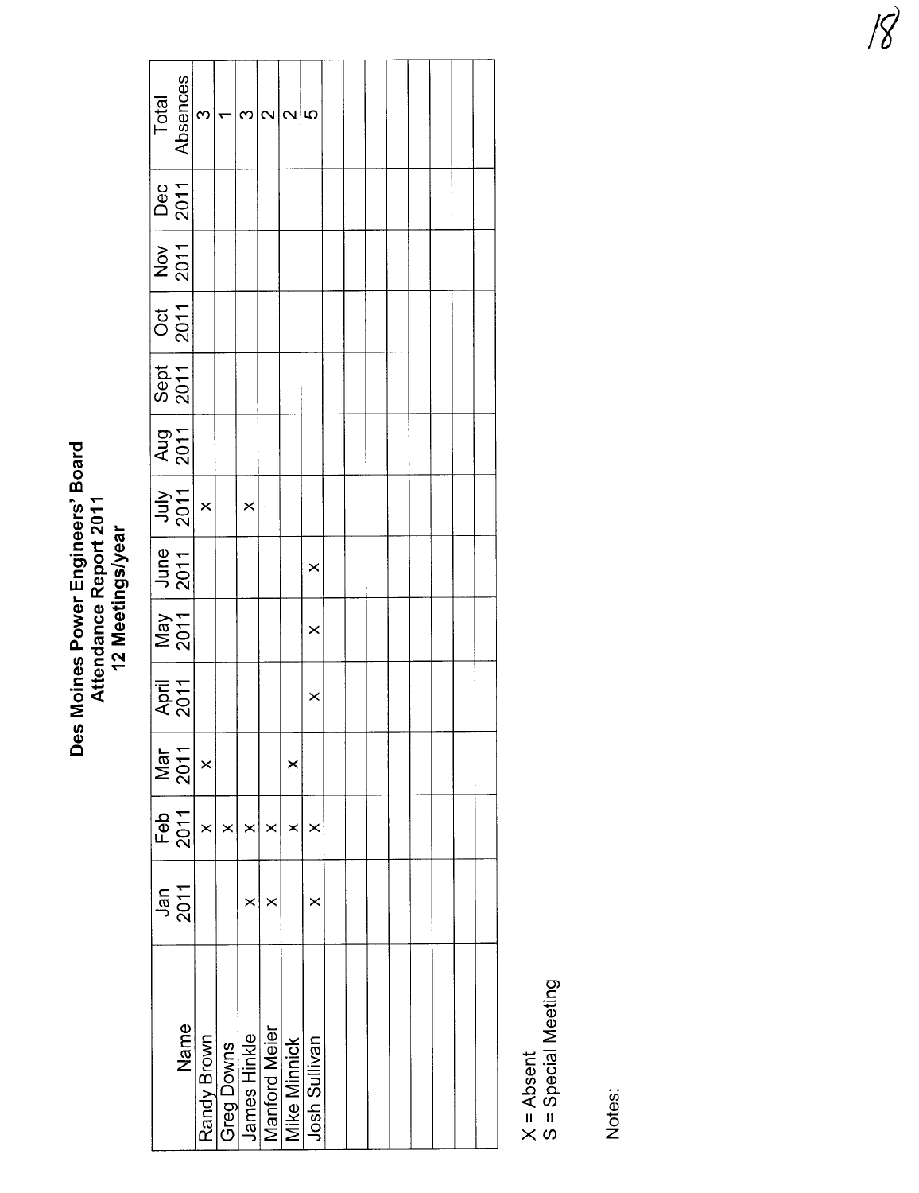# Des Moines Power Engineers' Board
## Attendance Report 2011
## 12 Meetings/year

| Name | Jan 2011 | Feb 2011 | Mar 2011 | April 2011 | May 2011 | June 2011 | July 2011 | Aug 2011 | Sept 2011 | Oct 2011 | Nov 2011 | Dec 2011 | Total Absences |
|---|---|---|---|---|---|---|---|---|---|---|---|---|---|
| Randy Brown | | x | x | | | | x | | | | | | 3 |
| Greg Downs | | x | | | | | | | | | | | 1 |
| James Hinkle | x | x | | | | | x | | | | | | 3 |
| Manford Meier | x | x | | | | | | | | | | | 2 |
| Mike Minnick | | x | x | | | | | | | | | | 2 |
| Josh Sullivan | x | x | | x | x | x | | | | | | | 5 |
| | | | | | | | | | | | | | |
| | | | | | | | | | | | | | |
| | | | | | | | | | | | | | |
| | | | | | | | | | | | | | |
| | | | | | | | | | | | | | |
| | | | | | | | | | | | | | |
| | | | | | | | | | | | | | |
| | | | | | | | | | | | | | |

X = Absent
S = Special Meeting

Notes: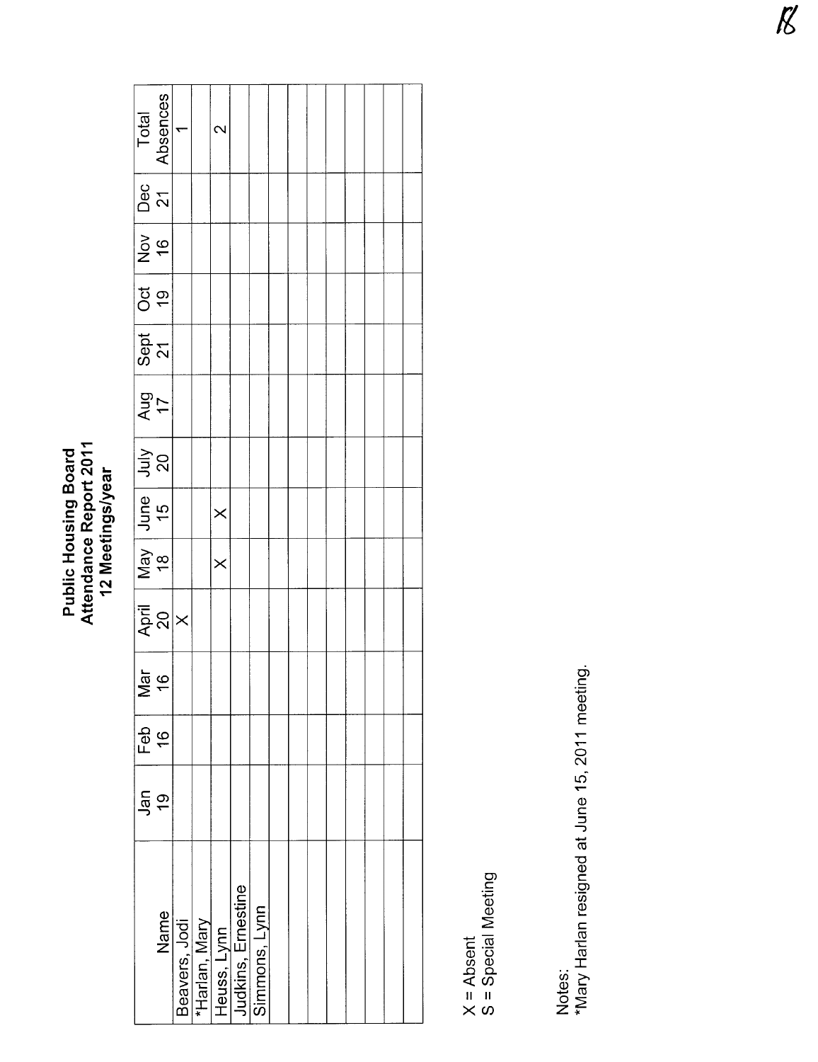**Public Housing Board**
**Attendance Report 2011**
**12 Meetings/year**

| Name | Jan 19 | Feb 16 | Mar 16 | April 20 | May 18 | June 15 | July 20 | Aug 17 | Sept 21 | Oct 19 | Nov 16 | Dec 21 | Total Absences |
|---|---|---|---|---|---|---|---|---|---|---|---|---|---|
| Beavers, Jodi | | | | X | | | | | | | | | 1 |
| *Harlan, Mary | | | | | | | | | | | | | |
| Heuss, Lynn | | | | | X | X | | | | | | | 2 |
| Judkins, Ernestine | | | | | | | | | | | | | |
| Simmons, Lynn | | | | | | | | | | | | | |
| | | | | | | | | | | | | | |
| | | | | | | | | | | | | | |
| | | | | | | | | | | | | | |
| | | | | | | | | | | | | | |
| | | | | | | | | | | | | | |
| | | | | | | | | | | | | | |
| | | | | | | | | | | | | | |

X = Absent
S = Special Meeting

Notes:
*Mary Harlan resigned at June 15, 2011 meeting.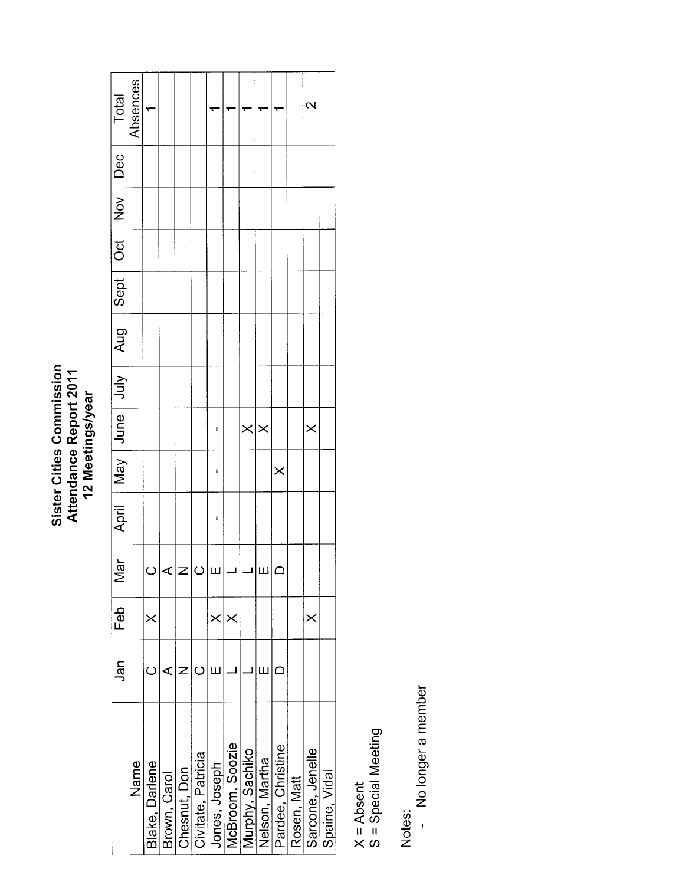# Sister Cities Commission
## Attendance Report 2011
### 12 Meetings/year

| Name | Jan | Feb | Mar | April | May | June | July | Aug | Sept | Oct | Nov | Dec | Total Absences |
|---|---|---|---|---|---|---|---|---|---|---|---|---|---|
| Blake, Darlene | C | X | C | | | | | | | | | | 1 |
| Brown, Carol | A | | A | | | | | | | | | | |
| Chesnut, Don | N | | N | | | | | | | | | | |
| Civitate, Patricia | C | | C | | | | | | | | | | |
| Jones, Joseph | E | X | E | - | - | - | | | | | | | 1 |
| McBroom, Soozie | L | X | L | | | | | | | | | | 1 |
| Murphy, Sachiko | L | | L | | | X | | | | | | | 1 |
| Nelson, Martha | E | | E | | | X | | | | | | | 1 |
| Pardee, Christine | D | | D | | X | | | | | | | | 1 |
| Rosen, Matt | | | | | | | | | | | | | |
| Sarcone, Jenelle | | X | | | | X | | | | | | | 2 |
| Spaine, Vidal | | | | | | | | | | | | | |

X = Absent
S = Special Meeting

Notes:
- No longer a member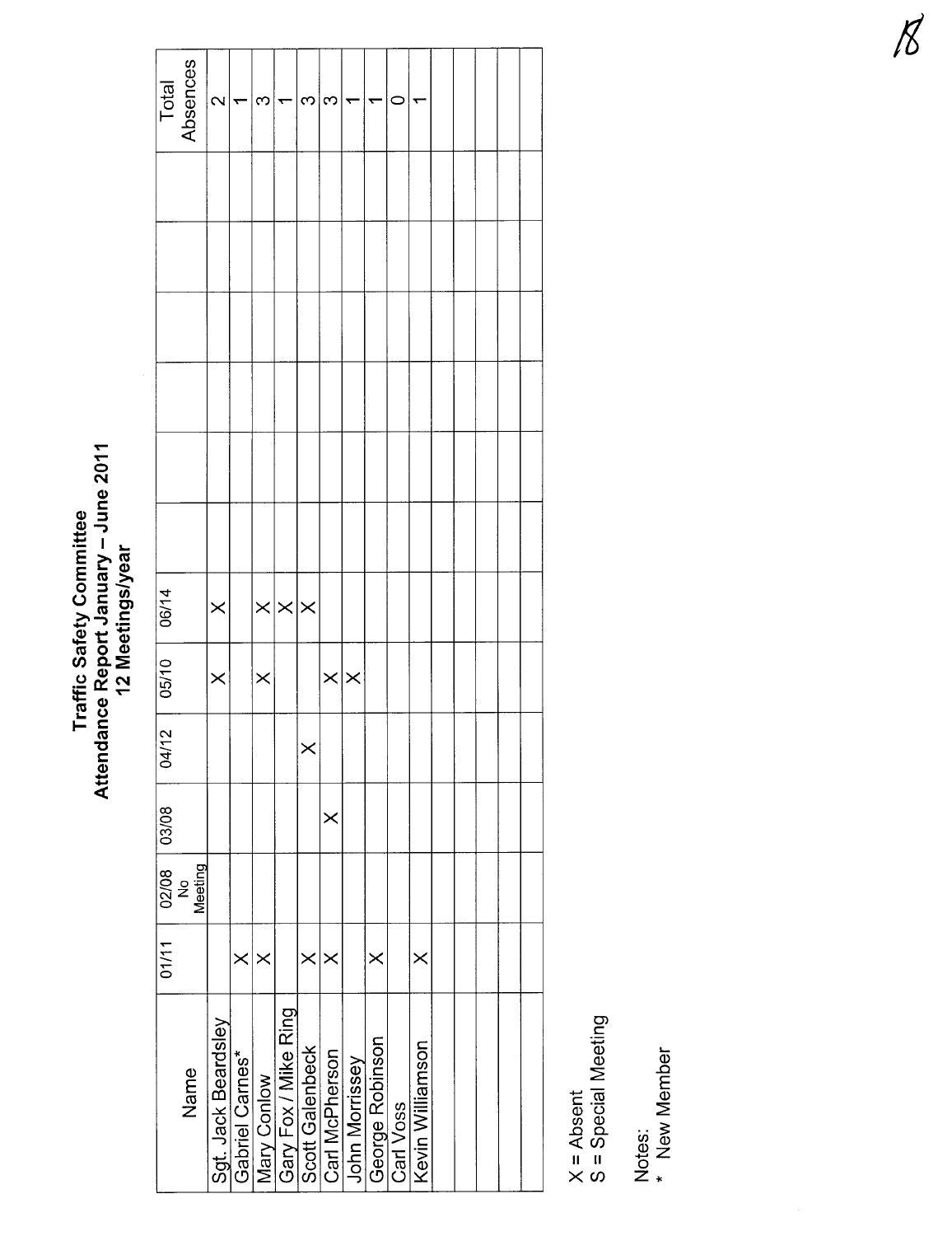# Traffic Safety Committee
## Attendance Report January – June 2011
### 12 Meetings/year

| Name | 01/11 | 02/08 No Meeting | 03/08 | 04/12 | 05/10 | 06/14 | | | | | | Total Absences |
|---|---|---|---|---|---|---|---|---|---|---|---|---|
| Sgt. Jack Beardsley | | | | | X | X | | | | | | 2 |
| Gabriel Carnes* | X | | | | | | | | | | | 1 |
| Mary Conlow | X | | | | X | X | | | | | | 3 |
| Gary Fox / Mike Ring | | | | | | X | | | | | | 1 |
| Scott Galenbeck | X | | | X | | X | | | | | | 3 |
| Carl McPherson | X | | X | | X | | | | | | | 3 |
| John Morrissey | | | | | X | | | | | | | 1 |
| George Robinson | X | | | | | | | | | | | 1 |
| Carl Voss | | | | | | | | | | | | 0 |
| Kevin Williamson | X | | | | | | | | | | | 1 |
| | | | | | | | | | | | | |
| | | | | | | | | | | | | |
| | | | | | | | | | | | | |
| | | | | | | | | | | | | |

X = Absent
S = Special Meeting

Notes:
* New Member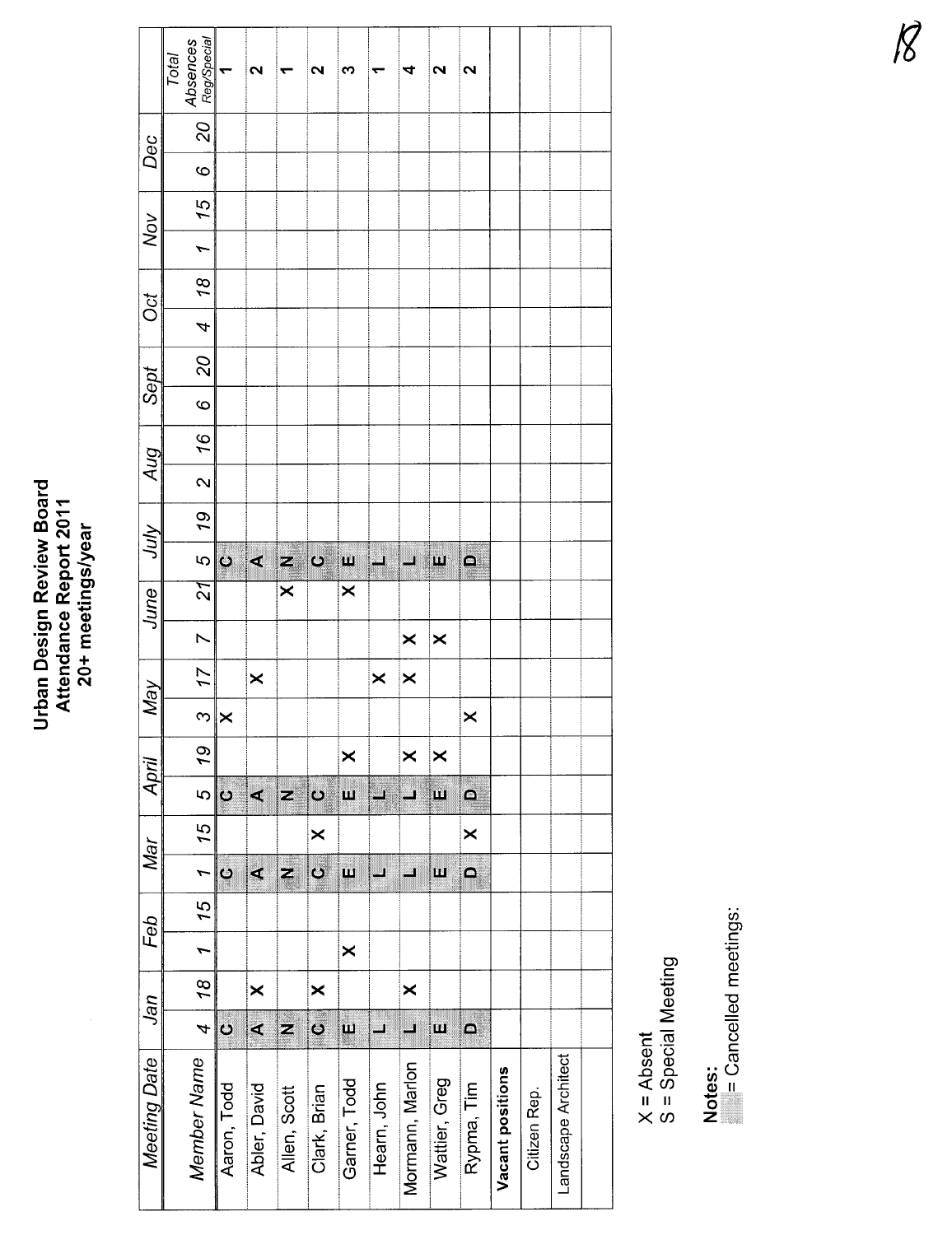# Urban Design Review Board
## Attendance Report 2011
## 20+ meetings/year

| Meeting Date | Jan | | Feb | | Mar | | April | | May | | June | | July | | Aug | | Sept | | Oct | | Nov | | Dec | | |
|---|---|---|---|---|---|---|---|---|---|---|---|---|---|---|---|---|---|---|---|---|---|---|---|---|---|
| **Member Name** | 4 | 18 | 1 | 15 | 1 | 15 | 5 | 19 | 3 | 17 | 7 | 21 | 5 | 19 | 2 | 16 | 6 | 20 | 4 | 18 | 1 | 15 | 6 | 20 | *Total Absences Reg/Special* |
| Aaron, Todd | C | | | | C | | C | | X | | | | C | | | | | | | | | | | | 1 |
| Abler, David | A | X | | | A | | A | | | X | | | A | | | | | | | | | | | | 2 |
| Allen, Scott | N | | | | N | | N | | | | | X | N | | | | | | | | | | | | 1 |
| Clark, Brian | C | X | | | C | X | C | | | | | | C | | | | | | | | | | | | 2 |
| Garner, Todd | E | | X | | E | | E | X | | | | X | E | | | | | | | | | | | | 3 |
| Hearn, John | L | | | | L | | L | | | X | | | L | | | | | | | | | | | | 1 |
| Mormann, Marlon | L | X | | | L | | L | X | | X | X | | L | | | | | | | | | | | | 4 |
| Wattier, Greg | E | | | | E | | E | X | | | X | | E | | | | | | | | | | | | 2 |
| Rypma, Tim | D | | | | D | X | D | | X | | | | D | | | | | | | | | | | | 2 |
| **Vacant positions** | | | | | | | | | | | | | | | | | | | | | | | | | |
| Citizen Rep. | | | | | | | | | | | | | | | | | | | | | | | | | |
| Landscape Architect | | | | | | | | | | | | | | | | | | | | | | | | | |
| | | | | | | | | | | | | | | | | | | | | | | | | | |

X = Absent
S = Special Meeting

**Notes:**
(shaded) = Cancelled meetings: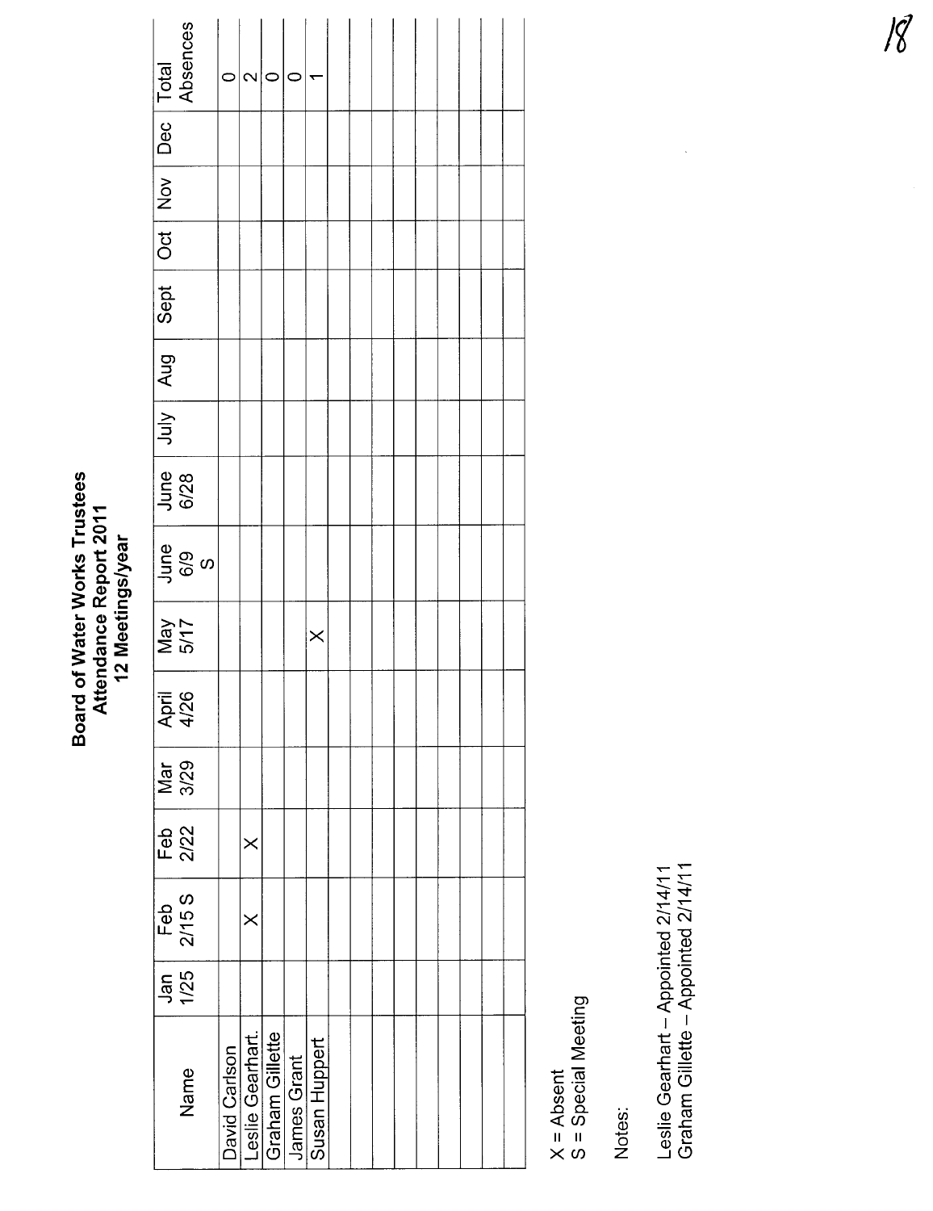**Board of Water Works Trustees**
**Attendance Report 2011**
**12 Meetings/year**

| Name | Jan 1/25 | Feb 2/15 S | Feb 2/22 | Mar 3/29 | April 4/26 | May 5/17 | June 6/9 S | June 6/28 | July | Aug | Sept | Oct | Nov | Dec | Total Absences |
|---|---|---|---|---|---|---|---|---|---|---|---|---|---|---|---|
| David Carlson | | | | | | | | | | | | | | | 0 |
| Leslie Gearhart. | | X | X | | | | | | | | | | | | 2 |
| Graham Gillette | | | | | | | | | | | | | | | 0 |
| James Grant | | | | | | | | | | | | | | | 0 |
| Susan Huppert | | | | | | X | | | | | | | | | 1 |
| | | | | | | | | | | | | | | | |
| | | | | | | | | | | | | | | | |
| | | | | | | | | | | | | | | | |
| | | | | | | | | | | | | | | | |
| | | | | | | | | | | | | | | | |
| | | | | | | | | | | | | | | | |
| | | | | | | | | | | | | | | | |

X = Absent
S = Special Meeting

Notes:

Leslie Gearhart – Appointed 2/14/11
Graham Gillette – Appointed 2/14/11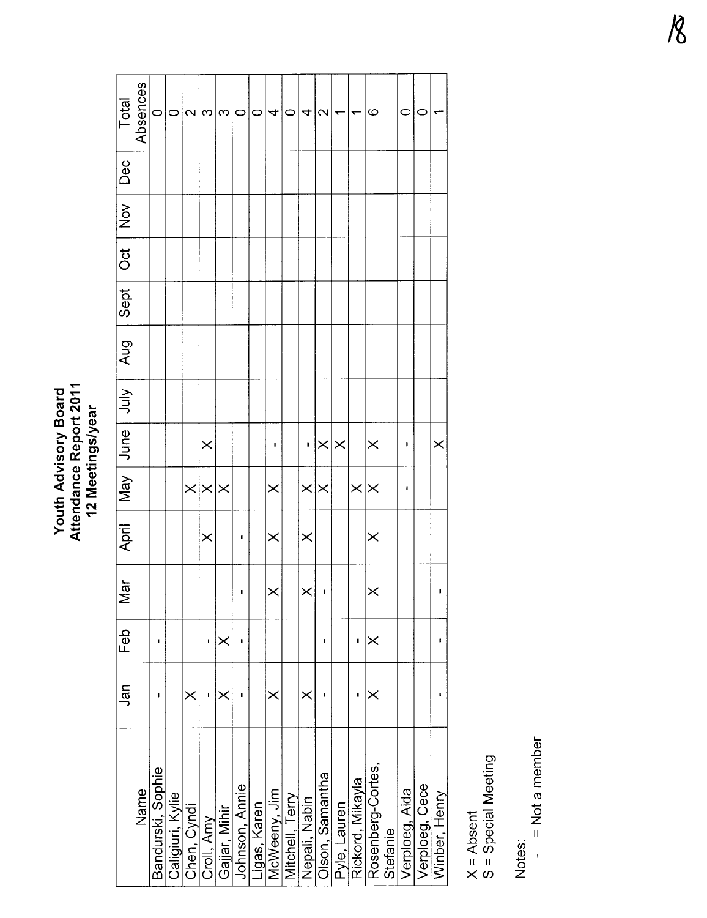# Youth Advisory Board
## Attendance Report 2011
### 12 Meetings/year

| Name | Jan | Feb | Mar | April | May | June | July | Aug | Sept | Oct | Nov | Dec | Total Absences |
|---|---|---|---|---|---|---|---|---|---|---|---|---|---|
| Bandurski, Sophie | - | - | | | | | | | | | | | 0 |
| Caligiuri, Kylie | | | | | | | | | | | | | 0 |
| Chen, Cyndi | X | | | | X | | | | | | | | 2 |
| Croll, Amy | - | - | | X | X | X | | | | | | | 3 |
| Gajjar, Mihir | X | X | | | X | | | | | | | | 3 |
| Johnson, Annie | - | - | - | - | | | | | | | | | 0 |
| Ligas, Karen | | | | | | | | | | | | | 0 |
| McWeeny, Jim | X | | X | X | X | - | | | | | | | 4 |
| Mitchell, Terry | | | | | | | | | | | | | 0 |
| Nepali, Nabin | X | | X | X | X | - | | | | | | | 4 |
| Olson, Samantha | - | - | - | | X | X | | | | | | | 2 |
| Pyle, Lauren | | | | | | X | | | | | | | 1 |
| Rickord, Mikayla | - | - | | | X | | | | | | | | 1 |
| Rosenberg-Cortes, Stefanie | X | X | X | X | X | X | | | | | | | 6 |
| Verploeg, Aida | | | | | - | - | | | | | | | 0 |
| Verploeg, Cece | | | | | | | | | | | | | 0 |
| Winber, Henry | - | - | - | | | X | | | | | | | 1 |

X = Absent
S = Special Meeting

Notes:
- = Not a member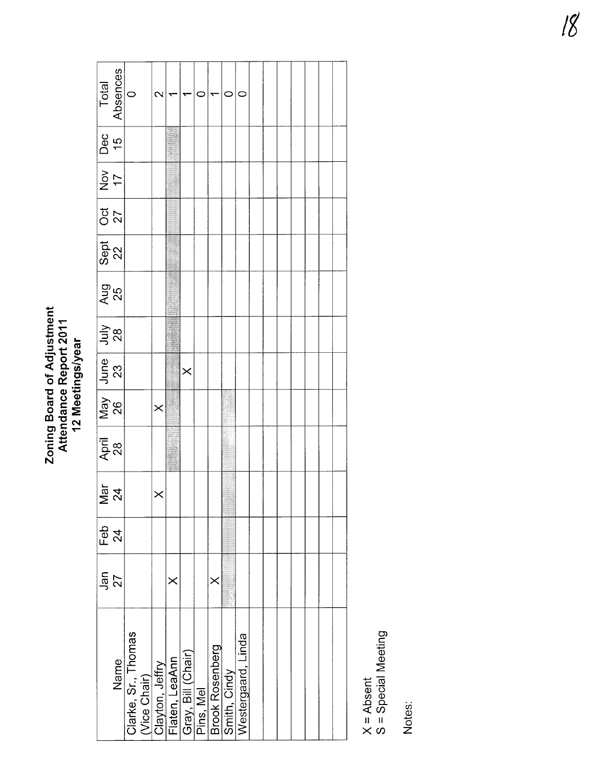# Zoning Board of Adjustment
## Attendance Report 2011
### 12 Meetings/year

| Name | Jan 27 | Feb 24 | Mar 24 | April 28 | May 26 | June 23 | July 28 | Aug 25 | Sept 22 | Oct 27 | Nov 17 | Dec 15 | Total Absences |
|---|---|---|---|---|---|---|---|---|---|---|---|---|---|
| Clarke, Sr., Thomas (Vice Chair) | | | | | | | | | | | | | 0 |
| Clayton, Jeffry | | | X | | X | | | | | | | | 2 |
| Flaten, LeaAnn | X | | | | | | | | | | | | 1 |
| Gray, Bill (Chair) | | | | | | X | | | | | | | 1 |
| Pins, Mel | | | | | | | | | | | | | 0 |
| Brook Rosenberg | X | | | | | | | | | | | | 1 |
| Smith, Cindy | | | | | | | | | | | | | 0 |
| Westergaard, Linda | | | | | | | | | | | | | 0 |
| | | | | | | | | | | | | | |
| | | | | | | | | | | | | | |
| | | | | | | | | | | | | | |
| | | | | | | | | | | | | | |
| | | | | | | | | | | | | | |
| | | | | | | | | | | | | | |

X = Absent
S = Special Meeting

Notes: